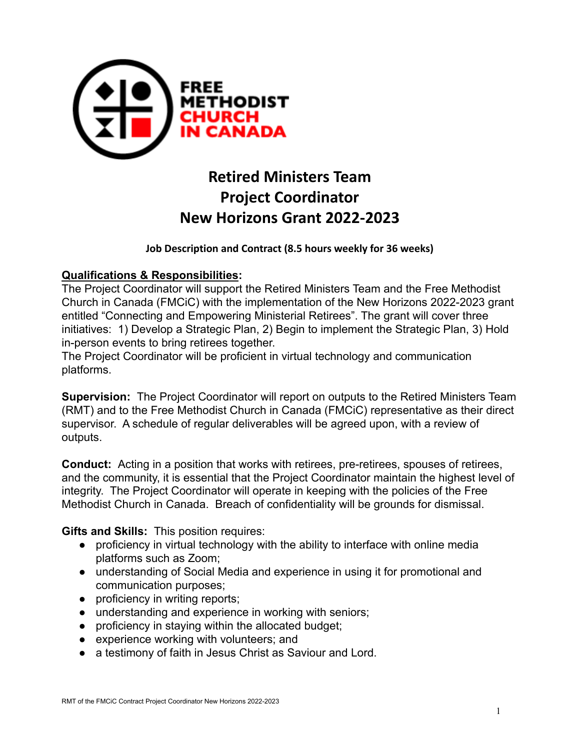# Retired Ministers Team
# Project Coordinator
# New Horizons Grant 2022-2023

**Job Description and Contract (8.5 hours weekly for 36 weeks)**

**Qualifications & Responsibilities:**
The Project Coordinator will support the Retired Ministers Team and the Free Methodist Church in Canada (FMCiC) with the implementation of the New Horizons 2022-2023 grant entitled "Connecting and Empowering Ministerial Retirees". The grant will cover three initiatives: 1) Develop a Strategic Plan, 2) Begin to implement the Strategic Plan, 3) Hold in-person events to bring retirees together.
The Project Coordinator will be proficient in virtual technology and communication platforms.

**Supervision:** The Project Coordinator will report on outputs to the Retired Ministers Team (RMT) and to the Free Methodist Church in Canada (FMCiC) representative as their direct supervisor. A schedule of regular deliverables will be agreed upon, with a review of outputs.

**Conduct:** Acting in a position that works with retirees, pre-retirees, spouses of retirees, and the community, it is essential that the Project Coordinator maintain the highest level of integrity. The Project Coordinator will operate in keeping with the policies of the Free Methodist Church in Canada. Breach of confidentiality will be grounds for dismissal.

**Gifts and Skills:** This position requires:

- proficiency in virtual technology with the ability to interface with online media platforms such as Zoom;
- understanding of Social Media and experience in using it for promotional and communication purposes;
- proficiency in writing reports;
- understanding and experience in working with seniors;
- proficiency in staying within the allocated budget;
- experience working with volunteers; and
- a testimony of faith in Jesus Christ as Saviour and Lord.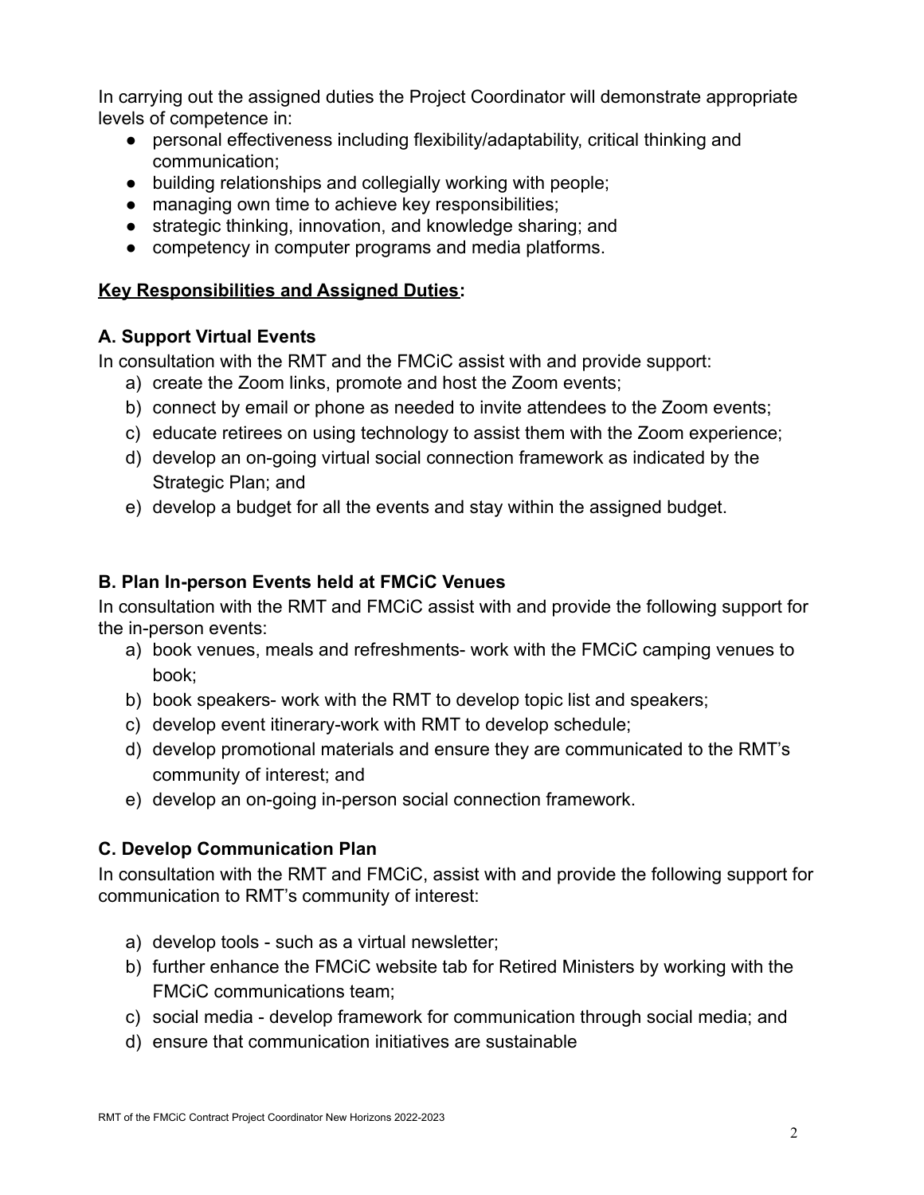In carrying out the assigned duties the Project Coordinator will demonstrate appropriate levels of competence in:

- personal effectiveness including flexibility/adaptability, critical thinking and communication;
- building relationships and collegially working with people;
- managing own time to achieve key responsibilities;
- strategic thinking, innovation, and knowledge sharing; and
- competency in computer programs and media platforms.

**Key Responsibilities and Assigned Duties:**

**A. Support Virtual Events**

In consultation with the RMT and the FMCiC assist with and provide support:

a) create the Zoom links, promote and host the Zoom events;
b) connect by email or phone as needed to invite attendees to the Zoom events;
c) educate retirees on using technology to assist them with the Zoom experience;
d) develop an on-going virtual social connection framework as indicated by the Strategic Plan; and
e) develop a budget for all the events and stay within the assigned budget.

**B. Plan In-person Events held at FMCiC Venues**

In consultation with the RMT and FMCiC assist with and provide the following support for the in-person events:

a) book venues, meals and refreshments- work with the FMCiC camping venues to book;
b) book speakers- work with the RMT to develop topic list and speakers;
c) develop event itinerary-work with RMT to develop schedule;
d) develop promotional materials and ensure they are communicated to the RMT's community of interest; and
e) develop an on-going in-person social connection framework.

**C. Develop Communication Plan**

In consultation with the RMT and FMCiC, assist with and provide the following support for communication to RMT's community of interest:

a) develop tools - such as a virtual newsletter;
b) further enhance the FMCiC website tab for Retired Ministers by working with the FMCiC communications team;
c) social media - develop framework for communication through social media; and
d) ensure that communication initiatives are sustainable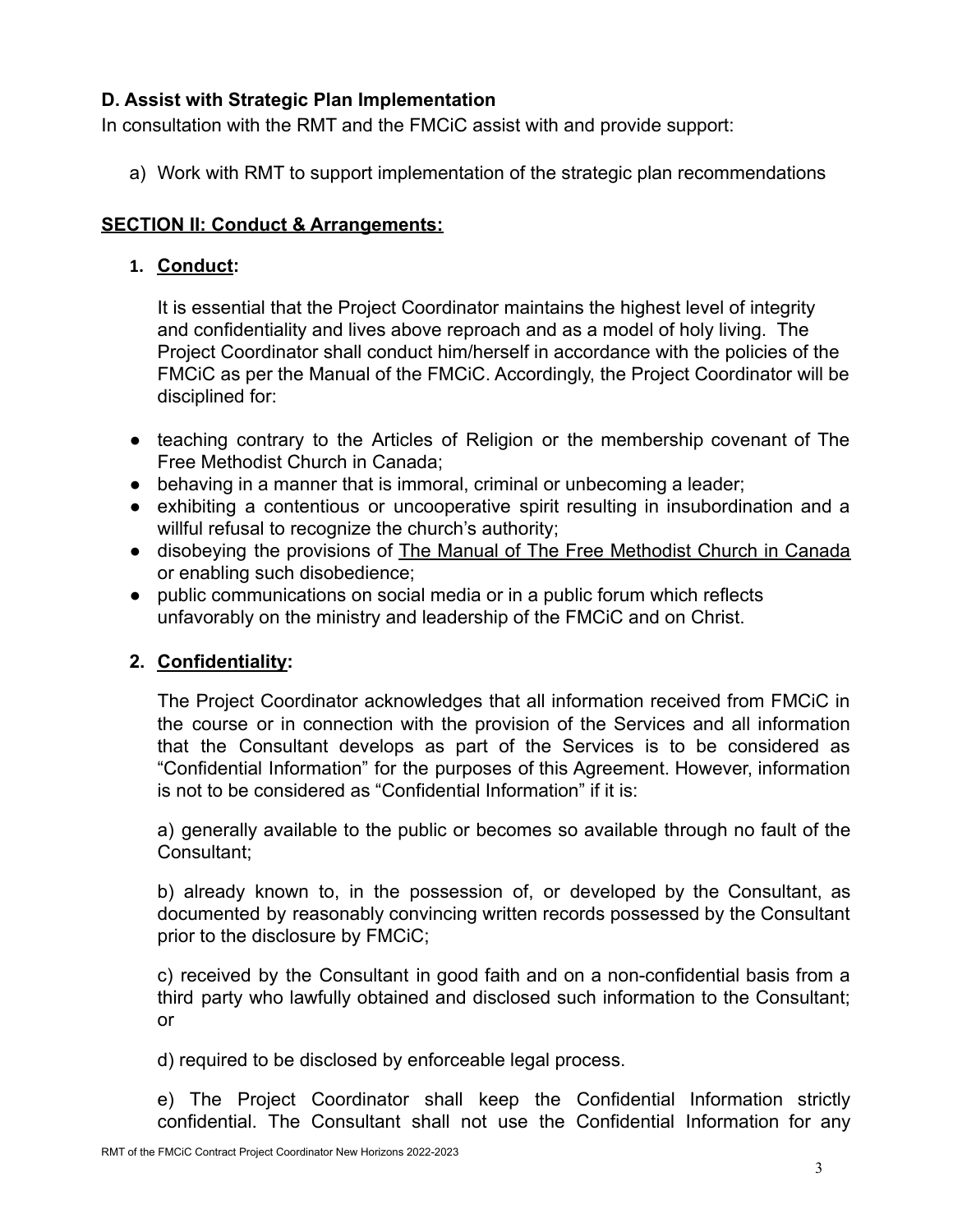### D. Assist with Strategic Plan Implementation

In consultation with the RMT and the FMCiC assist with and provide support:

a) Work with RMT to support implementation of the strategic plan recommendations

## <u>SECTION II: Conduct & Arrangements:</u>

1. **<u>Conduct</u>:**

   It is essential that the Project Coordinator maintains the highest level of integrity and confidentiality and lives above reproach and as a model of holy living. The Project Coordinator shall conduct him/herself in accordance with the policies of the FMCiC as per the Manual of the FMCiC. Accordingly, the Project Coordinator will be disciplined for:

- teaching contrary to the Articles of Religion or the membership covenant of The Free Methodist Church in Canada;
- behaving in a manner that is immoral, criminal or unbecoming a leader;
- exhibiting a contentious or uncooperative spirit resulting in insubordination and a willful refusal to recognize the church's authority;
- disobeying the provisions of <u>The Manual of The Free Methodist Church in Canada</u> or enabling such disobedience;
- public communications on social media or in a public forum which reflects unfavorably on the ministry and leadership of the FMCiC and on Christ.

2. **<u>Confidentiality</u>:**

   The Project Coordinator acknowledges that all information received from FMCiC in the course or in connection with the provision of the Services and all information that the Consultant develops as part of the Services is to be considered as "Confidential Information" for the purposes of this Agreement. However, information is not to be considered as "Confidential Information" if it is:

   a) generally available to the public or becomes so available through no fault of the Consultant;

   b) already known to, in the possession of, or developed by the Consultant, as documented by reasonably convincing written records possessed by the Consultant prior to the disclosure by FMCiC;

   c) received by the Consultant in good faith and on a non-confidential basis from a third party who lawfully obtained and disclosed such information to the Consultant; or

   d) required to be disclosed by enforceable legal process.

   e) The Project Coordinator shall keep the Confidential Information strictly confidential. The Consultant shall not use the Confidential Information for any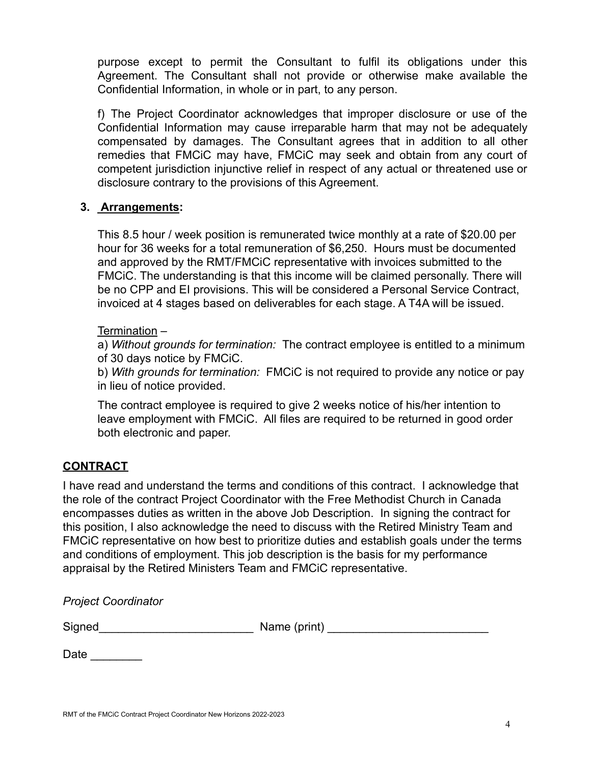purpose except to permit the Consultant to fulfil its obligations under this Agreement. The Consultant shall not provide or otherwise make available the Confidential Information, in whole or in part, to any person.

f) The Project Coordinator acknowledges that improper disclosure or use of the Confidential Information may cause irreparable harm that may not be adequately compensated by damages. The Consultant agrees that in addition to all other remedies that FMCiC may have, FMCiC may seek and obtain from any court of competent jurisdiction injunctive relief in respect of any actual or threatened use or disclosure contrary to the provisions of this Agreement.

3. **Arrangements:**

This 8.5 hour / week position is remunerated twice monthly at a rate of $20.00 per hour for 36 weeks for a total remuneration of $6,250. Hours must be documented and approved by the RMT/FMCiC representative with invoices submitted to the FMCiC. The understanding is that this income will be claimed personally. There will be no CPP and EI provisions. This will be considered a Personal Service Contract, invoiced at 4 stages based on deliverables for each stage. A T4A will be issued.

Termination –
a) *Without grounds for termination:* The contract employee is entitled to a minimum of 30 days notice by FMCiC.
b) *With grounds for termination:* FMCiC is not required to provide any notice or pay in lieu of notice provided.

The contract employee is required to give 2 weeks notice of his/her intention to leave employment with FMCiC. All files are required to be returned in good order both electronic and paper.

## CONTRACT

I have read and understand the terms and conditions of this contract. I acknowledge that the role of the contract Project Coordinator with the Free Methodist Church in Canada encompasses duties as written in the above Job Description. In signing the contract for this position, I also acknowledge the need to discuss with the Retired Ministry Team and FMCiC representative on how best to prioritize duties and establish goals under the terms and conditions of employment. This job description is the basis for my performance appraisal by the Retired Ministers Team and FMCiC representative.

*Project Coordinator*

Signed________________________ Name (print) _________________________

Date ________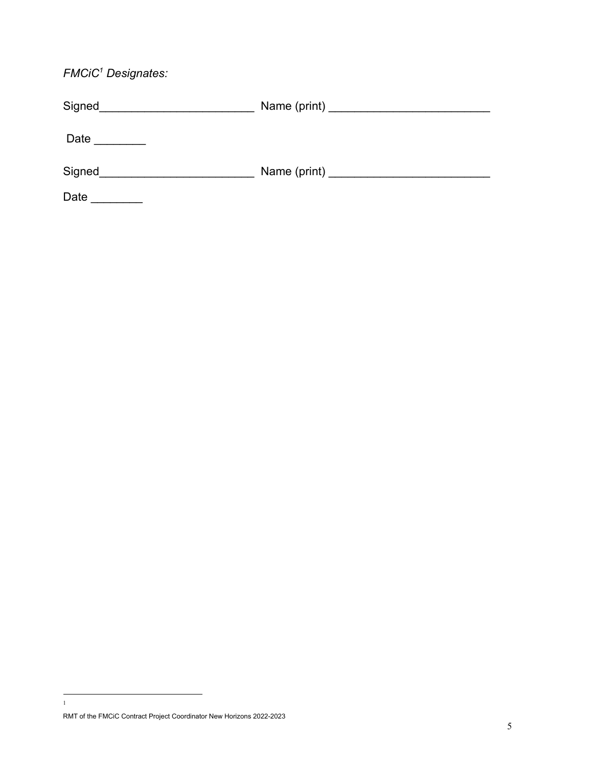*FMCiC[1] Designates:*

Signed________________________ Name (print) _________________________

Date ________

Signed________________________ Name (print) _________________________

Date ________

---

[1]

RMT of the FMCiC Contract Project Coordinator New Horizons 2022-2023